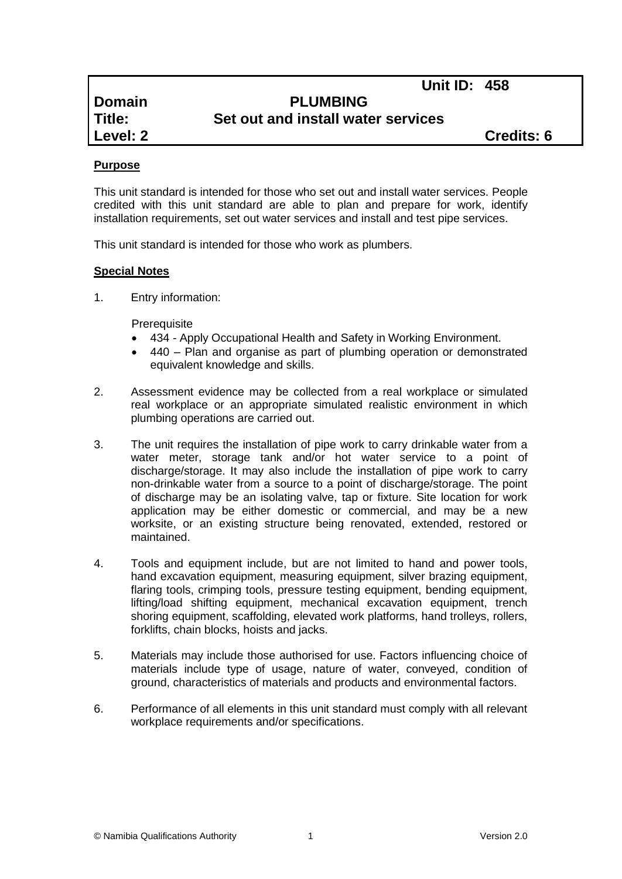| | | Unit ID: 458 |
|---|---|---|
| **Domain** | **PLUMBING** | |
| **Title:** | **Set out and install water services** | |
| **Level: 2** | | **Credits: 6** |

**Purpose**

This unit standard is intended for those who set out and install water services. People credited with this unit standard are able to plan and prepare for work, identify installation requirements, set out water services and install and test pipe services.

This unit standard is intended for those who work as plumbers.

**Special Notes**

1. Entry information:

   Prerequisite

   - 434 - Apply Occupational Health and Safety in Working Environment.
   - 440 – Plan and organise as part of plumbing operation or demonstrated equivalent knowledge and skills.

2. Assessment evidence may be collected from a real workplace or simulated real workplace or an appropriate simulated realistic environment in which plumbing operations are carried out.

3. The unit requires the installation of pipe work to carry drinkable water from a water meter, storage tank and/or hot water service to a point of discharge/storage. It may also include the installation of pipe work to carry non-drinkable water from a source to a point of discharge/storage. The point of discharge may be an isolating valve, tap or fixture. Site location for work application may be either domestic or commercial, and may be a new worksite, or an existing structure being renovated, extended, restored or maintained.

4. Tools and equipment include, but are not limited to hand and power tools, hand excavation equipment, measuring equipment, silver brazing equipment, flaring tools, crimping tools, pressure testing equipment, bending equipment, lifting/load shifting equipment, mechanical excavation equipment, trench shoring equipment, scaffolding, elevated work platforms, hand trolleys, rollers, forklifts, chain blocks, hoists and jacks.

5. Materials may include those authorised for use. Factors influencing choice of materials include type of usage, nature of water, conveyed, condition of ground, characteristics of materials and products and environmental factors.

6. Performance of all elements in this unit standard must comply with all relevant workplace requirements and/or specifications.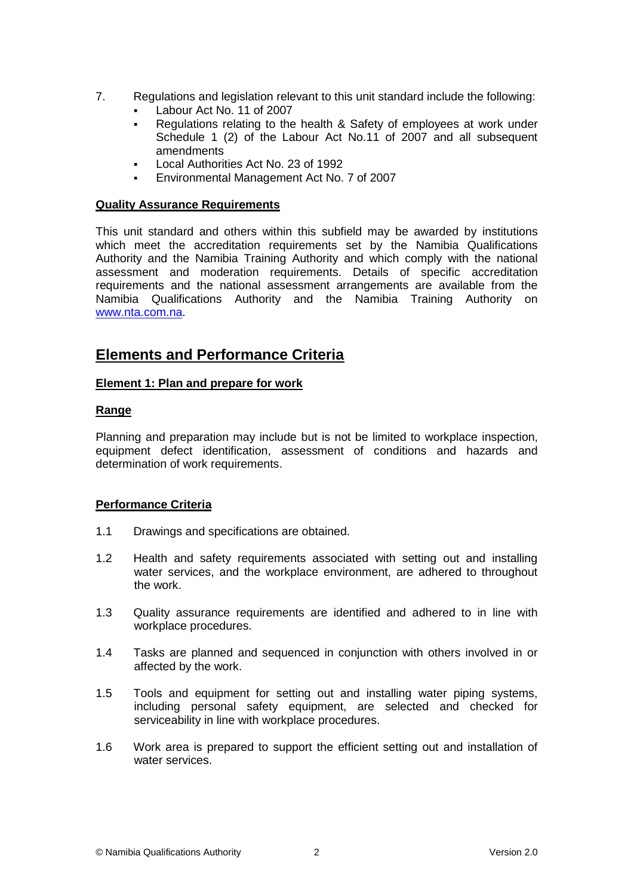7. Regulations and legislation relevant to this unit standard include the following:
   - Labour Act No. 11 of 2007
   - Regulations relating to the health & Safety of employees at work under Schedule 1 (2) of the Labour Act No.11 of 2007 and all subsequent amendments
   - Local Authorities Act No. 23 of 1992
   - Environmental Management Act No. 7 of 2007

**Quality Assurance Requirements**

This unit standard and others within this subfield may be awarded by institutions which meet the accreditation requirements set by the Namibia Qualifications Authority and the Namibia Training Authority and which comply with the national assessment and moderation requirements. Details of specific accreditation requirements and the national assessment arrangements are available from the Namibia Qualifications Authority and the Namibia Training Authority on [www.nta.com.na](http://www.nta.com.na).

## Elements and Performance Criteria

**Element 1: Plan and prepare for work**

**Range**

Planning and preparation may include but is not be limited to workplace inspection, equipment defect identification, assessment of conditions and hazards and determination of work requirements.

**Performance Criteria**

1.1 Drawings and specifications are obtained.

1.2 Health and safety requirements associated with setting out and installing water services, and the workplace environment, are adhered to throughout the work.

1.3 Quality assurance requirements are identified and adhered to in line with workplace procedures.

1.4 Tasks are planned and sequenced in conjunction with others involved in or affected by the work.

1.5 Tools and equipment for setting out and installing water piping systems, including personal safety equipment, are selected and checked for serviceability in line with workplace procedures.

1.6 Work area is prepared to support the efficient setting out and installation of water services.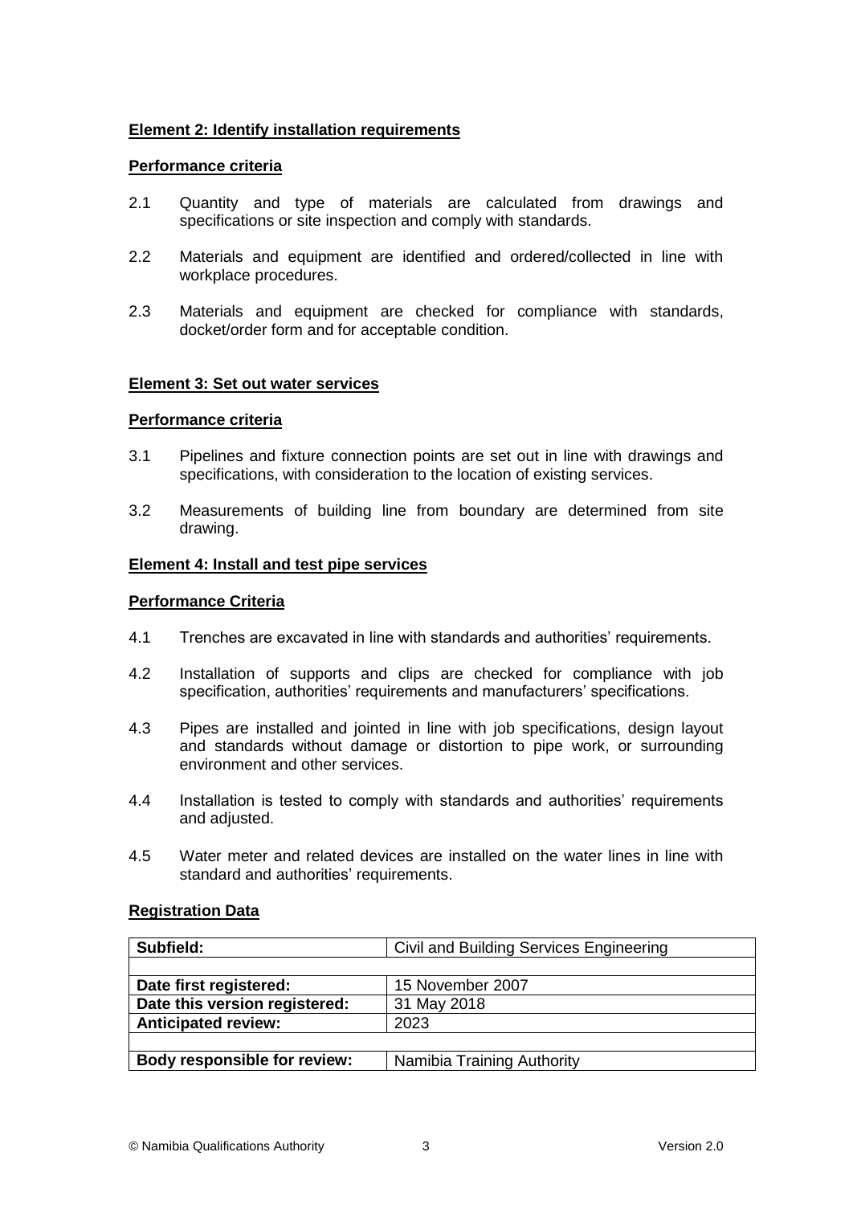**Element 2: Identify installation requirements**

**Performance criteria**

2.1 Quantity and type of materials are calculated from drawings and specifications or site inspection and comply with standards.

2.2 Materials and equipment are identified and ordered/collected in line with workplace procedures.

2.3 Materials and equipment are checked for compliance with standards, docket/order form and for acceptable condition.

**Element 3: Set out water services**

**Performance criteria**

3.1 Pipelines and fixture connection points are set out in line with drawings and specifications, with consideration to the location of existing services.

3.2 Measurements of building line from boundary are determined from site drawing.

**Element 4: Install and test pipe services**

**Performance Criteria**

4.1 Trenches are excavated in line with standards and authorities' requirements.

4.2 Installation of supports and clips are checked for compliance with job specification, authorities' requirements and manufacturers' specifications.

4.3 Pipes are installed and jointed in line with job specifications, design layout and standards without damage or distortion to pipe work, or surrounding environment and other services.

4.4 Installation is tested to comply with standards and authorities' requirements and adjusted.

4.5 Water meter and related devices are installed on the water lines in line with standard and authorities' requirements.

**Registration Data**

| | |
|---|---|
| **Subfield:** | Civil and Building Services Engineering |
| | |
| **Date first registered:** | 15 November 2007 |
| **Date this version registered:** | 31 May 2018 |
| **Anticipated review:** | 2023 |
| | |
| **Body responsible for review:** | Namibia Training Authority |